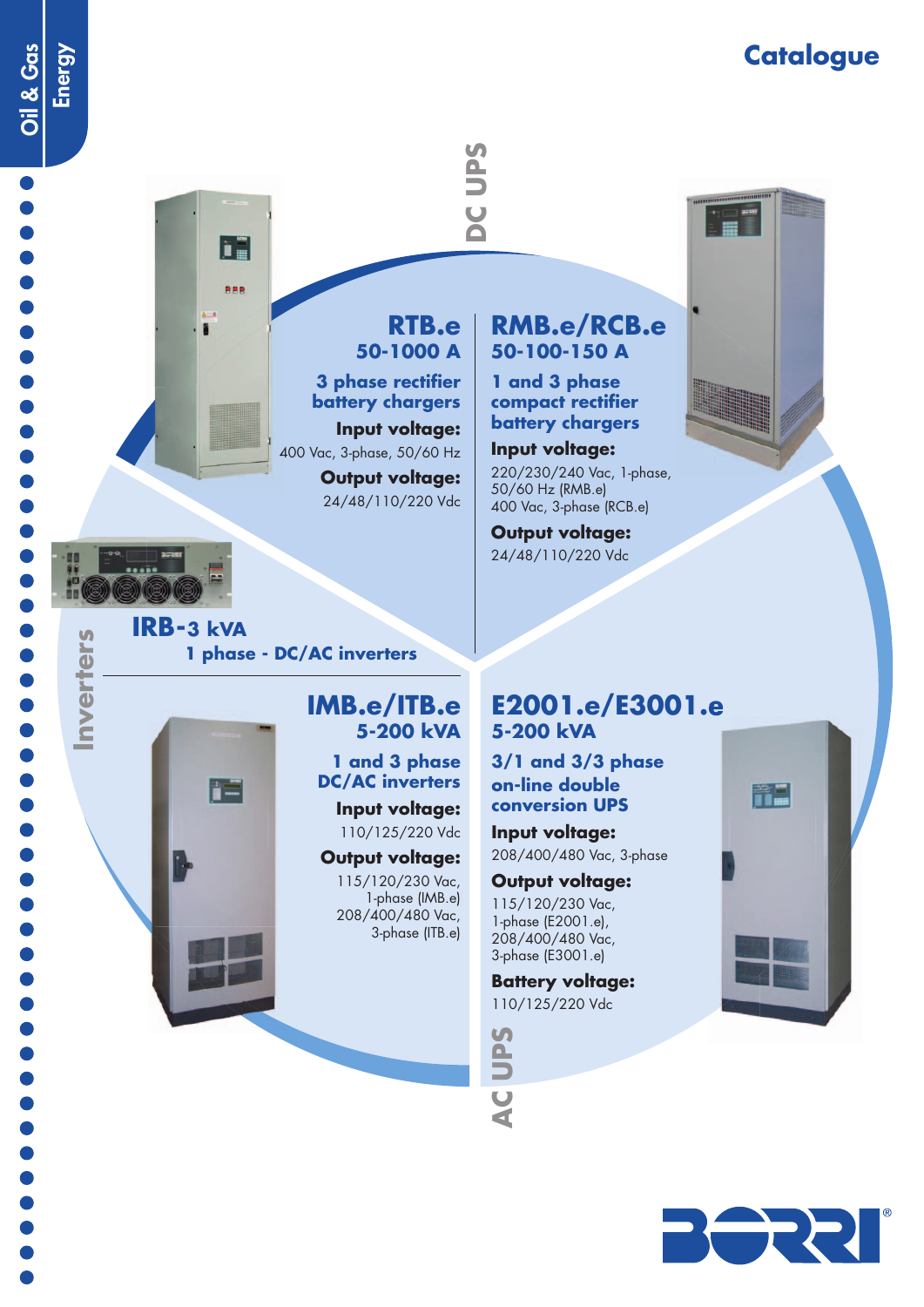Oil & Gas
Energy

# Catalogue

## DC UPS

### RTB.e
**50-1000 A**

**3 phase rectifier battery chargers**

**Input voltage:**
400 Vac, 3-phase, 50/60 Hz

**Output voltage:**
24/48/110/220 Vdc

### RMB.e/RCB.e
**50-100-150 A**

**1 and 3 phase compact rectifier battery chargers**

**Input voltage:**
220/230/240 Vac, 1-phase, 50/60 Hz (RMB.e)
400 Vac, 3-phase (RCB.e)

**Output voltage:**
24/48/110/220 Vdc

## Inverters

### IRB-3 kVA
**1 phase - DC/AC inverters**

### IMB.e/ITB.e
**5-200 kVA**

**1 and 3 phase DC/AC inverters**

**Input voltage:**
110/125/220 Vdc

**Output voltage:**
115/120/230 Vac, 1-phase (IMB.e)
208/400/480 Vac, 3-phase (ITB.e)

## AC UPS

### E2001.e/E3001.e
**5-200 kVA**

**3/1 and 3/3 phase on-line double conversion UPS**

**Input voltage:**
208/400/480 Vac, 3-phase

**Output voltage:**
115/120/230 Vac, 1-phase (E2001.e),
208/400/480 Vac, 3-phase (E3001.e)

**Battery voltage:**
110/125/220 Vdc

BORRI®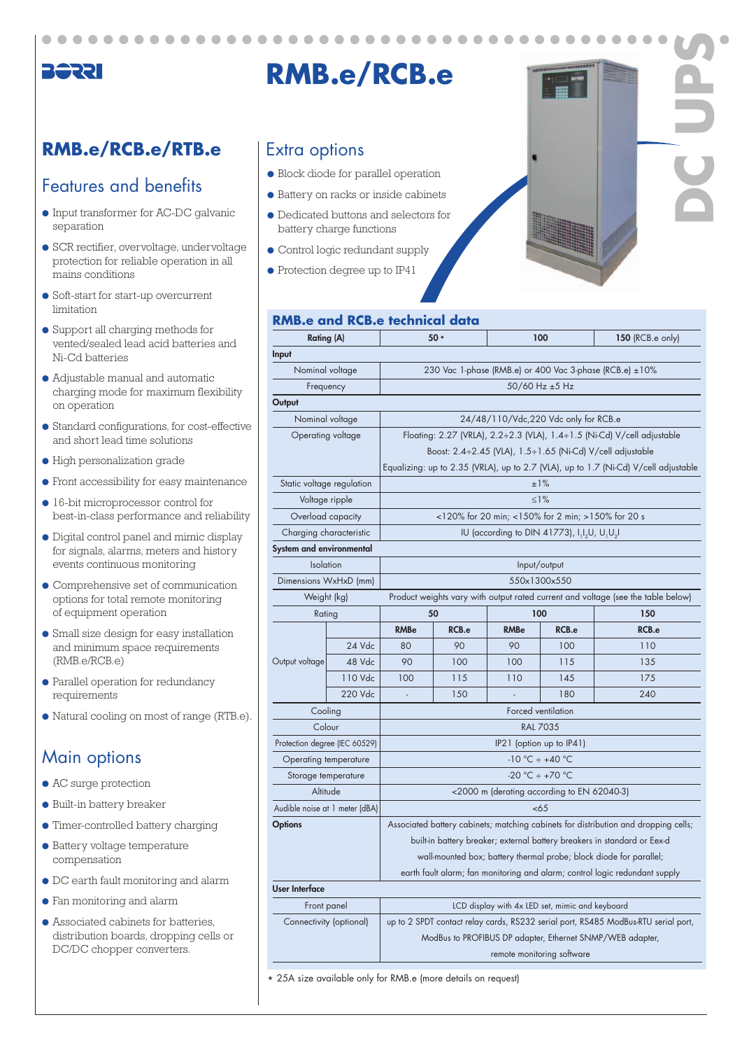BORRI

# RMB.e/RCB.e

DC UPS

## RMB.e/RCB.e/RTB.e

### Features and benefits

- Input transformer for AC-DC galvanic separation
- SCR rectifier, overvoltage, undervoltage protection for reliable operation in all mains conditions
- Soft-start for start-up overcurrent limitation
- Support all charging methods for vented/sealed lead acid batteries and Ni-Cd batteries
- Adjustable manual and automatic charging mode for maximum flexibility on operation
- Standard configurations, for cost-effective and short lead time solutions
- High personalization grade
- Front accessibility for easy maintenance
- 16-bit microprocessor control for best-in-class performance and reliability
- Digital control panel and mimic display for signals, alarms, meters and history events continuous monitoring
- Comprehensive set of communication options for total remote monitoring of equipment operation
- Small size design for easy installation and minimum space requirements (RMB.e/RCB.e)
- Parallel operation for redundancy requirements
- Natural cooling on most of range (RTB.e).

### Main options

- AC surge protection
- Built-in battery breaker
- Timer-controlled battery charging
- Battery voltage temperature compensation
- DC earth fault monitoring and alarm
- Fan monitoring and alarm
- Associated cabinets for batteries, distribution boards, dropping cells or DC/DC chopper converters.

### Extra options

- Block diode for parallel operation
- Battery on racks or inside cabinets
- Dedicated buttons and selectors for battery charge functions
- Control logic redundant supply
- Protection degree up to IP41

### RMB.e and RCB.e technical data

| Rating (A) | | 50 * | | 100 | | 150 (RCB.e only) |
|---|---|---|---|---|---|---|
| **Input** | | | | | | |
| Nominal voltage | | 230 Vac 1-phase (RMB.e) or 400 Vac 3-phase (RCB.e) ±10% | | | | |
| Frequency | | 50/60 Hz ±5 Hz | | | | |
| **Output** | | | | | | |
| Nominal voltage | | 24/48/110/Vdc,220 Vdc only for RCB.e | | | | |
| Operating voltage | | Floating: 2.27 (VRLA), 2.2÷2.3 (VLA), 1.4÷1.5 (Ni-Cd) V/cell adjustable<br>Boost: 2.4÷2.45 (VLA), 1.5÷1.65 (Ni-Cd) V/cell adjustable<br>Equalizing: up to 2.35 (VRLA), up to 2.7 (VLA), up to 1.7 (Ni-Cd) V/cell adjustable | | | | |
| Static voltage regulation | | ±1% | | | | |
| Voltage ripple | | ≤1% | | | | |
| Overload capacity | | <120% for 20 min; <150% for 2 min; >150% for 20 s | | | | |
| Charging characteristic | | IU (according to DIN 41773), $I_1I_2U$, $U_1U_2I$ | | | | |
| **System and environmental** | | | | | | |
| Isolation | | Input/output | | | | |
| Dimensions WxHxD (mm) | | 550x1300x550 | | | | |
| Weight (kg) | | Product weights vary with output rated current and voltage (see the table below) | | | | |
| Rating | | 50 | | 100 | | 150 |
| | | RMBe | RCB.e | RMBe | RCB.e | RCB.e |
| Output voltage | 24 Vdc | 80 | 90 | 90 | 100 | 110 |
| | 48 Vdc | 90 | 100 | 100 | 115 | 135 |
| | 110 Vdc | 100 | 115 | 110 | 145 | 175 |
| | 220 Vdc | - | 150 | - | 180 | 240 |
| Cooling | | Forced ventilation | | | | |
| Colour | | RAL 7035 | | | | |
| Protection degree (IEC 60529) | | IP21 (option up to IP41) | | | | |
| Operating temperature | | -10 °C ÷ +40 °C | | | | |
| Storage temperature | | -20 °C ÷ +70 °C | | | | |
| Altitude | | <2000 m (derating according to EN 62040-3) | | | | |
| Audible noise at 1 meter (dBA) | | <65 | | | | |
| **Options** | | Associated battery cabinets; matching cabinets for distribution and dropping cells; built-in battery breaker; external battery breakers in standard or Eex-d wall-mounted box; battery thermal probe; block diode for parallel; earth fault alarm; fan monitoring and alarm; control logic redundant supply | | | | |
| **User Interface** | | | | | | |
| Front panel | | LCD display with 4x LED set, mimic and keyboard | | | | |
| Connectivity (optional) | | up to 2 SPDT contact relay cards, RS232 serial port, RS485 ModBus-RTU serial port, ModBus to PROFIBUS DP adapter, Ethernet SNMP/WEB adapter, remote monitoring software | | | | |

* 25A size available only for RMB.e (more details on request)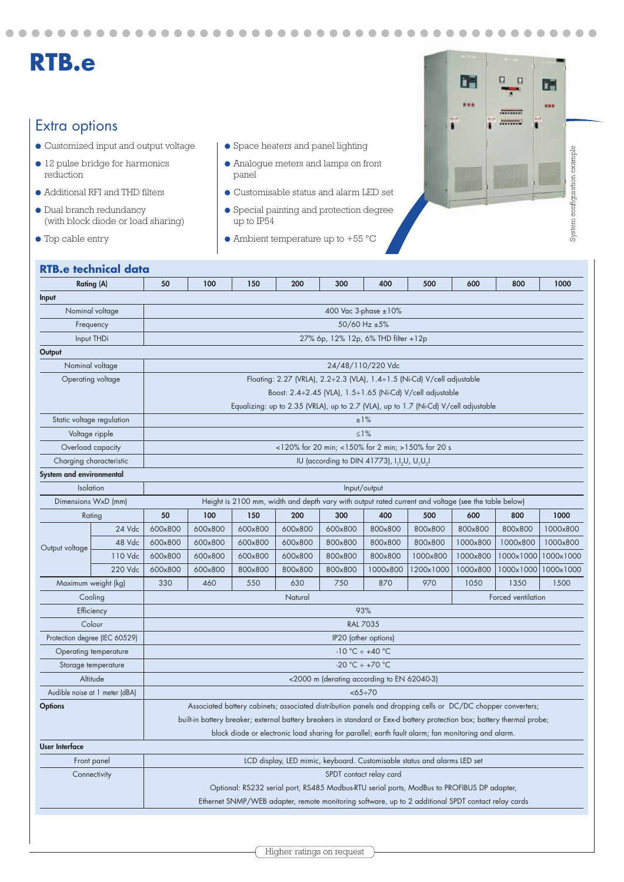# RTB.e

## Extra options

- Customized input and output voltage
- 12 pulse bridge for harmonics reduction
- Additional RFI and THD filters
- Dual branch redundancy (with block diode or load sharing)
- Top cable entry
- Space heaters and panel lighting
- Analogue meters and lamps on front panel
- Customisable status and alarm LED set
- Special painting and protection degree up to IP54
- Ambient temperature up to +55 °C

System configuration example

## RTB.e technical data

| Rating (A) | | 50 | 100 | 150 | 200 | 300 | 400 | 500 | 600 | 800 | 1000 |
|---|---|---|---|---|---|---|---|---|---|---|---|
| **Input** | | | | | | | | | | | |
| Nominal voltage | | 400 Vac 3-phase ±10% | | | | | | | | | |
| Frequency | | 50/60 Hz ±5% | | | | | | | | | |
| Input THDi | | 27% 6p, 12% 12p, 6% THD filter +12p | | | | | | | | | |
| **Output** | | | | | | | | | | | |
| Nominal voltage | | 24/48/110/220 Vdc | | | | | | | | | |
| Operating voltage | | Floating: 2.27 (VRLA), 2.2÷2.3 (VLA), 1.4÷1.5 (Ni-Cd) V/cell adjustable<br>Boost: 2.4÷2.45 (VLA), 1.5÷1.65 (Ni-Cd) V/cell adjustable<br>Equalizing: up to 2.35 (VRLA), up to 2.7 (VLA), up to 1.7 (Ni-Cd) V/cell adjustable | | | | | | | | | |
| Static voltage regulation | | ±1% | | | | | | | | | |
| Voltage ripple | | ≤1% | | | | | | | | | |
| Overload capacity | | <120% for 20 min; <150% for 2 min; >150% for 20 s | | | | | | | | | |
| Charging characteristic | | IU (according to DIN 41773), $I_1I_2U$, $U_1U_2I$ | | | | | | | | | |
| **System and environmental** | | | | | | | | | | | |
| Isolation | | Input/output | | | | | | | | | |
| Dimensions WxD (mm) | | Height is 2100 mm, width and depth vary with output rated current and voltage (see the table below) | | | | | | | | | |
| Rating | | 50 | 100 | 150 | 200 | 300 | 400 | 500 | 600 | 800 | 1000 |
| Output voltage | 24 Vdc | 600x800 | 600x800 | 600x800 | 600x800 | 600x800 | 800x800 | 800x800 | 800x800 | 800x800 | 1000x800 |
| | 48 Vdc | 600x800 | 600x800 | 600x800 | 600x800 | 800x800 | 800x800 | 800x800 | 1000x800 | 1000x800 | 1000x800 |
| | 110 Vdc | 600x800 | 600x800 | 600x800 | 600x800 | 800x800 | 800x800 | 1000x800 | 1000x800 | 1000x1000 | 1000x1000 |
| | 220 Vdc | 600x800 | 600x800 | 800x800 | 800x800 | 800x800 | 1000x800 | 1200x1000 | 1000x800 | 1000x1000 | 1000x1000 |
| Maximum weight (kg) | | 330 | 460 | 550 | 630 | 750 | 870 | 970 | 1050 | 1350 | 1500 |
| Cooling | | Natural | | | | | | | Forced ventilation | | |
| Efficiency | | 93% | | | | | | | | | |
| Colour | | RAL 7035 | | | | | | | | | |
| Protection degree (IEC 60529) | | IP20 (other options) | | | | | | | | | |
| Operating temperature | | -10 °C ÷ +40 °C | | | | | | | | | |
| Storage temperature | | -20 °C ÷ +70 °C | | | | | | | | | |
| Altitude | | <2000 m (derating according to EN 62040-3) | | | | | | | | | |
| Audible noise at 1 meter (dBA) | | <65÷70 | | | | | | | | | |
| **Options** | | Associated battery cabinets; associated distribution panels and dropping cells or DC/DC chopper converters; built-in battery breaker; external battery breakers in standard or Eex-d battery protection box; battery thermal probe; block diode or electronic load sharing for parallel; earth fault alarm; fan monitoring and alarm. | | | | | | | | | |
| **User Interface** | | | | | | | | | | | |
| Front panel | | LCD display, LED mimic, keyboard. Customisable status and alarms LED set | | | | | | | | | |
| Connectivity | | SPDT contact relay card<br>Optional: RS232 serial port, RS485 Modbus-RTU serial ports, ModBus to PROFIBUS DP adapter, Ethernet SNMP/WEB adapter, remote monitoring software, up to 2 additional SPDT contact relay cards | | | | | | | | | |

Higher ratings on request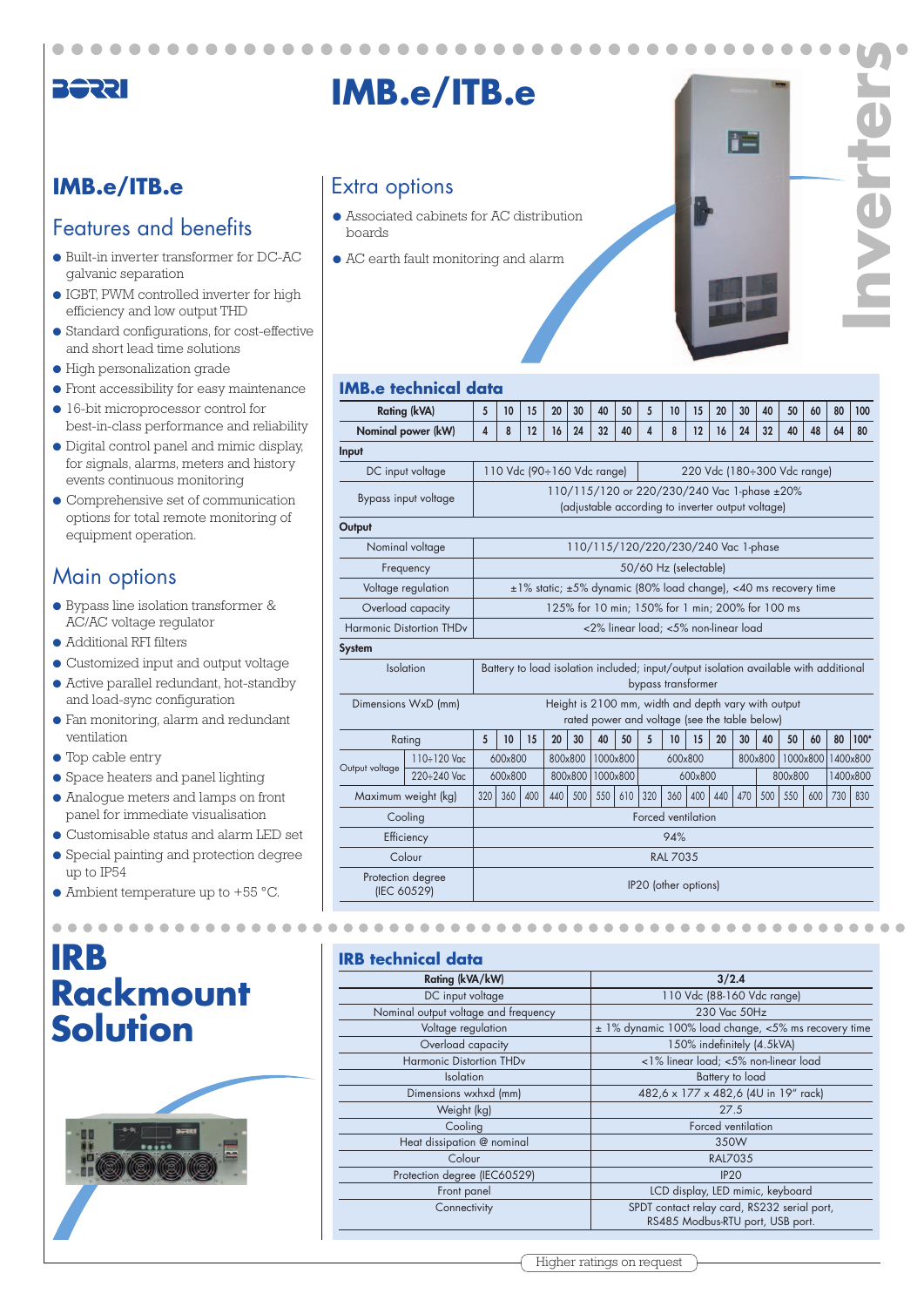# IMB.e/ITB.e

## IMB.e/ITB.e

### Features and benefits

- Built-in inverter transformer for DC-AC galvanic separation
- IGBT, PWM controlled inverter for high efficiency and low output THD
- Standard configurations, for cost-effective and short lead time solutions
- High personalization grade
- Front accessibility for easy maintenance
- 16-bit microprocessor control for best-in-class performance and reliability
- Digital control panel and mimic display, for signals, alarms, meters and history events continuous monitoring
- Comprehensive set of communication options for total remote monitoring of equipment operation.

### Main options

- Bypass line isolation transformer & AC/AC voltage regulator
- Additional RFI filters
- Customized input and output voltage
- Active parallel redundant, hot-standby and load-sync configuration
- Fan monitoring, alarm and redundant ventilation
- Top cable entry
- Space heaters and panel lighting
- Analogue meters and lamps on front panel for immediate visualisation
- Customisable status and alarm LED set
- Special painting and protection degree up to IP54
- Ambient temperature up to +55 °C.

### Extra options

- Associated cabinets for AC distribution boards
- AC earth fault monitoring and alarm

Inverters

### IMB.e technical data

| Rating (kVA) | 5 | 10 | 15 | 20 | 30 | 40 | 50 | 5 | 10 | 15 | 20 | 30 | 40 | 50 | 60 | 80 | 100 |
|---|---|---|---|---|---|---|---|---|---|---|---|---|---|---|---|---|---|
| Nominal power (kW) | 4 | 8 | 12 | 16 | 24 | 32 | 40 | 4 | 8 | 12 | 16 | 24 | 32 | 40 | 48 | 64 | 80 |
| **Input** | | | | | | | | | | | | | | | | | |
| DC input voltage | 110 Vdc (90÷160 Vdc range) | | | | | | | 220 Vdc (180÷300 Vdc range) | | | | | | | | | |
| Bypass input voltage | 110/115/120 or 220/230/240 Vac 1-phase ±20% (adjustable according to inverter output voltage) | | | | | | | | | | | | | | | | |
| **Output** | | | | | | | | | | | | | | | | | |
| Nominal voltage | 110/115/120/220/230/240 Vac 1-phase | | | | | | | | | | | | | | | | |
| Frequency | 50/60 Hz (selectable) | | | | | | | | | | | | | | | | |
| Voltage regulation | ±1% static; ±5% dynamic (80% load change), <40 ms recovery time | | | | | | | | | | | | | | | | |
| Overload capacity | 125% for 10 min; 150% for 1 min; 200% for 100 ms | | | | | | | | | | | | | | | | |
| Harmonic Distortion THDv | <2% linear load; <5% non-linear load | | | | | | | | | | | | | | | | |
| **System** | | | | | | | | | | | | | | | | | |
| Isolation | Battery to load isolation included; input/output isolation available with additional bypass transformer | | | | | | | | | | | | | | | | |
| Dimensions WxD (mm) | Height is 2100 mm, width and depth vary with output rated power and voltage (see the table below) | | | | | | | | | | | | | | | | |
| Rating | 5 | 10 | 15 | 20 | 30 | 40 | 50 | 5 | 10 | 15 | 20 | 30 | 40 | 50 | 60 | 80 | 100* |
| Output voltage 110÷120 Vac | 600x800 | | | 800x800 | | 1000x800 | | 600x800 | | | | 800x800 | | 1000x800 | | 1400x800 | |
| Output voltage 220÷240 Vac | 600x800 | | | 800x800 | | 1000x800 | | 600x800 | | | | | 800x800 | | | 1400x800 | |
| Maximum weight (kg) | 320 | 360 | 400 | 440 | 500 | 550 | 610 | 320 | 360 | 400 | 440 | 470 | 500 | 550 | 600 | 730 | 830 |
| Cooling | Forced ventilation | | | | | | | | | | | | | | | | |
| Efficiency | 94% | | | | | | | | | | | | | | | | |
| Colour | RAL 7035 | | | | | | | | | | | | | | | | |
| Protection degree (IEC 60529) | IP20 (other options) | | | | | | | | | | | | | | | | |

# IRB Rackmount Solution

### IRB technical data

| Rating (kVA/kW) | 3/2.4 |
|---|---|
| DC input voltage | 110 Vdc (88-160 Vdc range) |
| Nominal output voltage and frequency | 230 Vac 50Hz |
| Voltage regulation | ± 1% dynamic 100% load change, <5% ms recovery time |
| Overload capacity | 150% indefinitely (4.5kVA) |
| Harmonic Distortion THDv | <1% linear load; <5% non-linear load |
| Isolation | Battery to load |
| Dimensions wxhxd (mm) | 482,6 x 177 x 482,6 (4U in 19" rack) |
| Weight (kg) | 27.5 |
| Cooling | Forced ventilation |
| Heat dissipation @ nominal | 350W |
| Colour | RAL7035 |
| Protection degree (IEC60529) | IP20 |
| Front panel | LCD display, LED mimic, keyboard |
| Connectivity | SPDT contact relay card, RS232 serial port, RS485 Modbus-RTU port, USB port. |

Higher ratings on request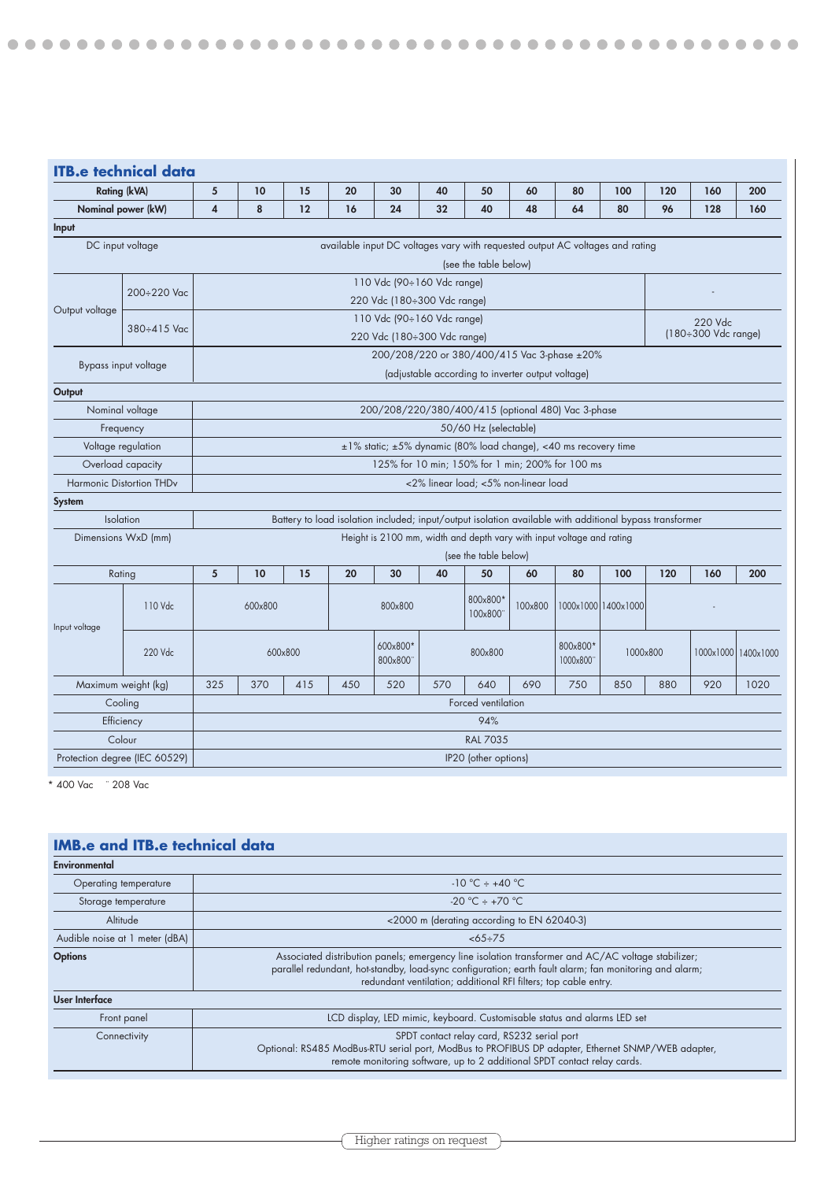## ITB.e technical data

| Rating (kVA) | | 5 | 10 | 15 | 20 | 30 | 40 | 50 | 60 | 80 | 100 | 120 | 160 | 200 |
|---|---|---|---|---|---|---|---|---|---|---|---|---|---|---|
| Nominal power (kW) | | 4 | 8 | 12 | 16 | 24 | 32 | 40 | 48 | 64 | 80 | 96 | 128 | 160 |
| **Input** | | | | | | | | | | | | | | |
| DC input voltage | | available input DC voltages vary with requested output AC voltages and rating (see the table below) | | | | | | | | | | | | |
| Output voltage | 200÷220 Vac | 110 Vdc (90÷160 Vdc range) 220 Vdc (180÷300 Vdc range) | | | | | | | | | | - | | |
| | 380÷415 Vac | 110 Vdc (90÷160 Vdc range) 220 Vdc (180÷300 Vdc range) | | | | | | | | | | 220 Vdc (180÷300 Vdc range) | | |
| Bypass input voltage | | 200/208/220 or 380/400/415 Vac 3-phase ±20% (adjustable according to inverter output voltage) | | | | | | | | | | | | |
| **Output** | | | | | | | | | | | | | | |
| Nominal voltage | | 200/208/220/380/400/415 (optional 480) Vac 3-phase | | | | | | | | | | | | |
| Frequency | | 50/60 Hz (selectable) | | | | | | | | | | | | |
| Voltage regulation | | ±1% static; ±5% dynamic (80% load change), <40 ms recovery time | | | | | | | | | | | | |
| Overload capacity | | 125% for 10 min; 150% for 1 min; 200% for 100 ms | | | | | | | | | | | | |
| Harmonic Distortion THDv | | <2% linear load; <5% non-linear load | | | | | | | | | | | | |
| **System** | | | | | | | | | | | | | | |
| Isolation | | Battery to load isolation included; input/output isolation available with additional bypass transformer | | | | | | | | | | | | |
| Dimensions WxD (mm) | | Height is 2100 mm, width and depth vary with input voltage and rating (see the table below) | | | | | | | | | | | | |
| Rating | | 5 | 10 | 15 | 20 | 30 | 40 | 50 | 60 | 80 | 100 | 120 | 160 | 200 |
| Input voltage | 110 Vdc | 600x800 | | | 800x800 | | | 800x800* 100x800¨ | 100x800 | 1000x1000 | 1400x1000 | - | | |
| | 220 Vdc | 600x800 | | | | 600x800* 800x800¨ | 800x800 | | | 800x800* 1000x800¨ | 1000x800 | | 1000x1000 | 1400x1000 |
| Maximum weight (kg) | | 325 | 370 | 415 | 450 | 520 | 570 | 640 | 690 | 750 | 850 | 880 | 920 | 1020 |
| Cooling | | Forced ventilation | | | | | | | | | | | | |
| Efficiency | | 94% | | | | | | | | | | | | |
| Colour | | RAL 7035 | | | | | | | | | | | | |
| Protection degree (IEC 60529) | | IP20 (other options) | | | | | | | | | | | | |

\* 400 Vac ¨ 208 Vac

## IMB.e and ITB.e technical data

| | |
|---|---|
| **Environmental** | |
| Operating temperature | -10 °C ÷ +40 °C |
| Storage temperature | -20 °C ÷ +70 °C |
| Altitude | <2000 m (derating according to EN 62040-3) |
| Audible noise at 1 meter (dBA) | <65÷75 |
| **Options** | Associated distribution panels; emergency line isolation transformer and AC/AC voltage stabilizer; parallel redundant, hot-standby, load-sync configuration; earth fault alarm; fan monitoring and alarm; redundant ventilation; additional RFI filters; top cable entry. |
| **User Interface** | |
| Front panel | LCD display, LED mimic, keyboard. Customisable status and alarms LED set |
| Connectivity | SPDT contact relay card, RS232 serial port. Optional: RS485 ModBus-RTU serial port, ModBus to PROFIBUS DP adapter, Ethernet SNMP/WEB adapter, remote monitoring software, up to 2 additional SPDT contact relay cards. |

Higher ratings on request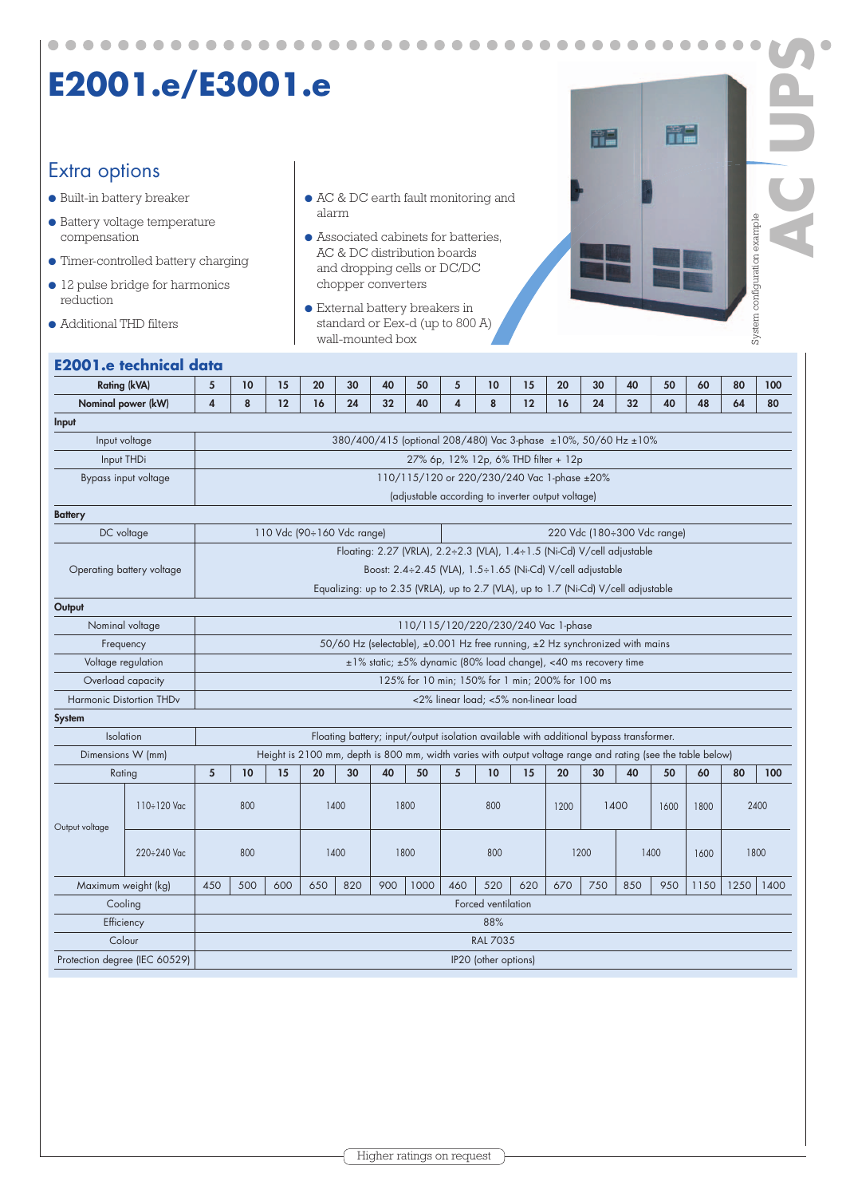# E2001.e/E3001.e

## Extra options

- Built-in battery breaker
- Battery voltage temperature compensation
- Timer-controlled battery charging
- 12 pulse bridge for harmonics reduction
- Additional THD filters
- AC & DC earth fault monitoring and alarm
- Associated cabinets for batteries, AC & DC distribution boards and dropping cells or DC/DC chopper converters
- External battery breakers in standard or Eex-d (up to 800 A) wall-mounted box

System configuration example

AC UPS

## E2001.e technical data

| Rating (kVA) | | 5 | 10 | 15 | 20 | 30 | 40 | 50 | 5 | 10 | 15 | 20 | 30 | 40 | 50 | 60 | 80 | 100 |
|---|---|---|---|---|---|---|---|---|---|---|---|---|---|---|---|---|---|---|
| Nominal power (kW) | | 4 | 8 | 12 | 16 | 24 | 32 | 40 | 4 | 8 | 12 | 16 | 24 | 32 | 40 | 48 | 64 | 80 |
| **Input** | | | | | | | | | | | | | | | | | | |
| Input voltage | | 380/400/415 (optional 208/480) Vac 3-phase ±10%, 50/60 Hz ±10% | | | | | | | | | | | | | | | | |
| Input THDi | | 27% 6p, 12% 12p, 6% THD filter + 12p | | | | | | | | | | | | | | | | |
| Bypass input voltage | | 110/115/120 or 220/230/240 Vac 1-phase ±20% (adjustable according to inverter output voltage) | | | | | | | | | | | | | | | | |
| **Battery** | | | | | | | | | | | | | | | | | | |
| DC voltage | | 110 Vdc (90÷160 Vdc range) | | | | | | | 220 Vdc (180÷300 Vdc range) | | | | | | | | | |
| Operating battery voltage | | Floating: 2.27 (VRLA), 2.2÷2.3 (VLA), 1.4÷1.5 (Ni-Cd) V/cell adjustable; Boost: 2.4÷2.45 (VLA), 1.5÷1.65 (Ni-Cd) V/cell adjustable; Equalizing: up to 2.35 (VRLA), up to 2.7 (VLA), up to 1.7 (Ni-Cd) V/cell adjustable | | | | | | | | | | | | | | | | |
| **Output** | | | | | | | | | | | | | | | | | | |
| Nominal voltage | | 110/115/120/220/230/240 Vac 1-phase | | | | | | | | | | | | | | | | |
| Frequency | | 50/60 Hz (selectable), ±0.001 Hz free running, ±2 Hz synchronized with mains | | | | | | | | | | | | | | | | |
| Voltage regulation | | ±1% static; ±5% dynamic (80% load change), <40 ms recovery time | | | | | | | | | | | | | | | | |
| Overload capacity | | 125% for 10 min; 150% for 1 min; 200% for 100 ms | | | | | | | | | | | | | | | | |
| Harmonic Distortion THDv | | <2% linear load; <5% non-linear load | | | | | | | | | | | | | | | | |
| **System** | | | | | | | | | | | | | | | | | | |
| Isolation | | Floating battery; input/output isolation available with additional bypass transformer. | | | | | | | | | | | | | | | | |
| Dimensions W (mm) | | Height is 2100 mm, depth is 800 mm, width varies with output voltage range and rating (see the table below) | | | | | | | | | | | | | | | | |
| Rating | | 5 | 10 | 15 | 20 | 30 | 40 | 50 | 5 | 10 | 15 | 20 | 30 | 40 | 50 | 60 | 80 | 100 |
| Output voltage | 110÷120 Vac | 800 | | | 1400 | | 1800 | | 800 | | | 1200 | 1400 | | 1600 | 1800 | 2400 | |
| Output voltage | 220÷240 Vac | 800 | | | 1400 | | 1800 | | 800 | | | 1200 | | 1400 | | 1600 | 1800 | |
| Maximum weight (kg) | | 450 | 500 | 600 | 650 | 820 | 900 | 1000 | 460 | 520 | 620 | 670 | 750 | 850 | 950 | 1150 | 1250 | 1400 |
| Cooling | | Forced ventilation | | | | | | | | | | | | | | | | |
| Efficiency | | 88% | | | | | | | | | | | | | | | | |
| Colour | | RAL 7035 | | | | | | | | | | | | | | | | |
| Protection degree (IEC 60529) | | IP20 (other options) | | | | | | | | | | | | | | | | |

Higher ratings on request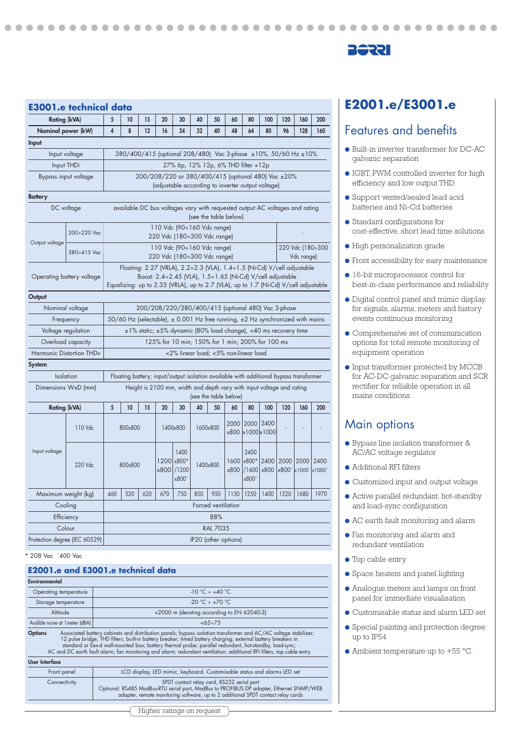## E3001.e technical data

| Rating (kVA) | | 5 | 10 | 15 | 20 | 30 | 40 | 50 | 60 | 80 | 100 | 120 | 160 | 200 |
|---|---|---|---|---|---|---|---|---|---|---|---|---|---|---|
| **Nominal power (kW)** | | 4 | 8 | 12 | 16 | 24 | 32 | 40 | 48 | 64 | 80 | 96 | 128 | 160 |
| **Input** | | | | | | | | | | | | | | |
| Input voltage | | 380/400/415 (optional 208/480) Vac 3-phase ±10%, 50/60 Hz ±10% | | | | | | | | | | | | |
| Input THDi | | 27% 6p, 12% 12p, 6% THD filter +12p | | | | | | | | | | | | |
| Bypass input voltage | | 200/208/220 or 380/400/415 (optional 480) Vac ±20% (adjustable according to inverter output voltage) | | | | | | | | | | | | |
| **Battery** | | | | | | | | | | | | | | |
| DC voltage | | available DC bus voltages vary with requested output AC voltages and rating (see the table below) | | | | | | | | | | | | |
| Output voltage | 200÷220 Vac | 110 Vdc (90÷160 Vdc range) 220 Vdc (180÷300 Vdc range) | | | | | | | | | | - | | |
| | 380÷415 Vac | 110 Vdc (90÷160 Vdc range) 220 Vdc (180÷300 Vdc range) | | | | | | | | | | 220 Vdc (180÷300 Vdc range) | | |
| Operating battery voltage | | Floating: 2.27 (VRLA), 2.2÷2.3 (VLA), 1.4÷1.5 (Ni-Cd) V/cell adjustable Boost: 2.4÷2.45 (VLA), 1.5÷1.65 (Ni-Cd) V/cell adjustable Equalizing: up to 2.35 (VRLA), up to 2.7 (VLA), up to 1.7 (Ni-Cd) V/cell adjustable | | | | | | | | | | | | |
| **Output** | | | | | | | | | | | | | | |
| Nominal voltage | | 200/208/220/380/400/415 (optional 480) Vac 3-phase | | | | | | | | | | | | |
| Frequency | | 50/60 Hz (selectable), ± 0.001 Hz free running, ±2 Hz synchronized with mains | | | | | | | | | | | | |
| Voltage regulation | | ±1% static; ±5% dynamic (80% load change), <40 ms recovery time | | | | | | | | | | | | |
| Overload capacity | | 125% for 10 min; 150% for 1 min; 200% for 100 ms | | | | | | | | | | | | |
| Harmonic Distortion THDv | | <2% linear load; <5% non-linear load | | | | | | | | | | | | |
| **System** | | | | | | | | | | | | | | |
| Isolation | | Floating battery; input/output isolation available with additional bypass transformer | | | | | | | | | | | | |
| Dimensions WxD (mm) | | Height is 2100 mm, width and depth vary with input voltage and rating (see the table below) | | | | | | | | | | | | |
| **Rating (kVA)** | | 5 | 10 | 15 | 20 | 30 | 40 | 50 | 60 | 80 | 100 | 120 | 160 | 200 |
| Input voltage | 110 Vdc | 800x800 | | | 1400x800 | | 1600x800 | | 2000 x800 | 2000 x1000 | 2400 x1000 | - | - | - |
| | 220 Vdc | 800x800 | | | 1200 x800 | 1400 x800* /1200 x800¨ | 1400x800 | | 1600 x800 | 2400 x800* /1600 x800¨ | 2400 x800 | 2000 x800¨ | 2000 x1000¨ | 2400 x1000¨ |
| Maximum weight (kg) | | 460 | 520 | 620 | 670 | 750 | 850 | 950 | 1150 | 1250 | 1400 | 1520 | 1680 | 1970 |
| Cooling | | Forced ventilation | | | | | | | | | | | | |
| Efficiency | | 88% | | | | | | | | | | | | |
| Colour | | RAL 7035 | | | | | | | | | | | | |
| Protection degree (IEC 60529) | | IP20 (other options) | | | | | | | | | | | | |

\* 208 Vac ¨400 Vac

## E2001.e and E3001.e technical data

| | |
|---|---|
| **Environmental** | |
| Operating temperature | -10 °C ÷ +40 °C |
| Storage temperature | -20 °C ÷ +70 °C |
| Altitude | <2000 m (derating according to EN 62040-3) |
| Audible noise at 1meter (dBA) | <65÷75 |
| **Options** | Associated battery cabinets and distribution panels; bypass isolation transformer and AC/AC voltage stabilizer; 12 pulse bridge; THD filters; built-in battery breaker; timed battery charging; external battery breakers in standard or Eex-d wall-mounted box; battery thermal probe; parallel redundant, hot-standby, load-sync; AC and DC earth fault alarm; fan monitoring and alarm; redundant ventilation; additional RFI filters; top cable entry |
| **User Interface** | |
| Front panel | LCD display, LED mimic, keyboard. Customisable status and alarms LED set |
| Connectivity | SPDT contact relay card, RS232 serial port Optional: RS485 ModBus-RTU serial port, ModBus to PROFIBUS DP adapter, Ethernet SNMP/WEB adapter, remote monitoring software, up to 2 additional SPDT contact relay cards |

Higher ratings on request

# E2001.e/E3001.e

## Features and benefits

- Built-in inverter transformer for DC-AC galvanic separation
- IGBT, PWM controlled inverter for high efficiency and low output THD
- Support vented/sealed lead acid batteries and Ni-Cd batteries
- Standard configurations for cost-effective, short lead time solutions
- High personalization grade
- Front accessibility for easy maintenance
- 16-bit microprocessor control for best-in-class performance and reliability
- Digital control panel and mimic display, for signals, alarms, meters and history events continuous monitoring
- Comprehensive set of communication options for total remote monitoring of equipment operation
- Input transformer protected by MCCB for AC-DC galvanic separation and SCR rectifier for reliable operation in all mains conditions.

## Main options

- Bypass line isolation transformer & AC/AC voltage regulator
- Additional RFI filters
- Customized input and output voltage
- Active parallel redundant, hot-standby and load-sync configuration
- AC earth fault monitoring and alarm
- Fan monitoring and alarm and redundant ventilation
- Top cable entry
- Space heaters and panel lighting
- Analogue meters and lamps on front panel for immediate visualisation
- Customisable status and alarm LED set
- Special painting and protection degree up to IP54
- Ambient temperature up to +55 °C.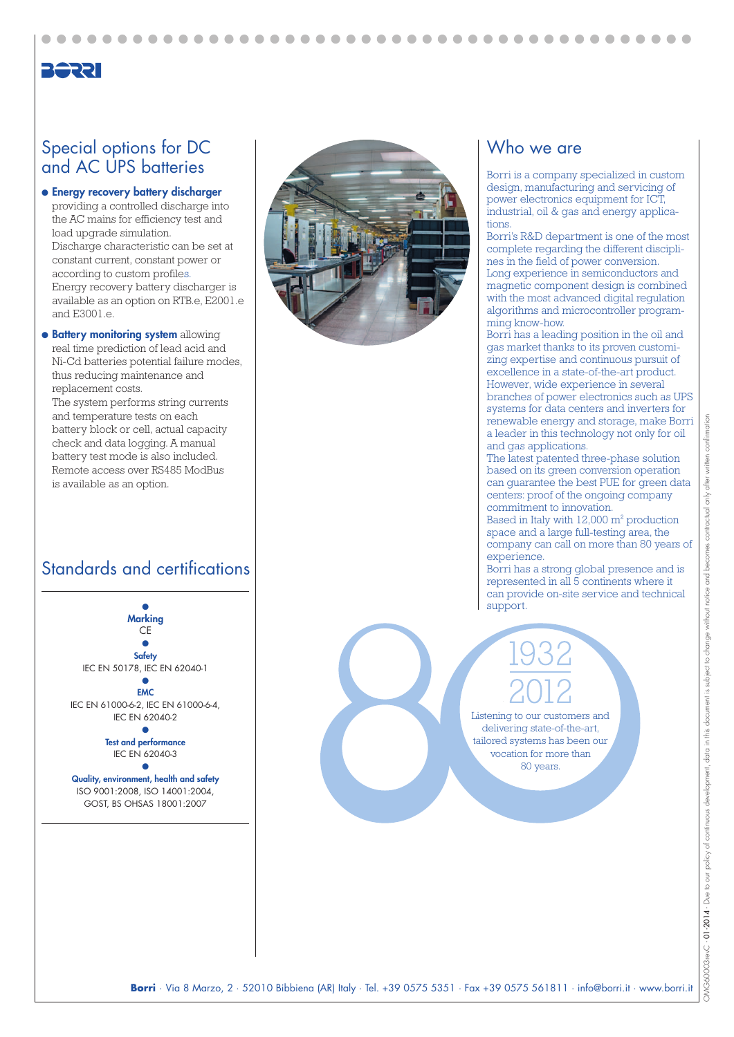## Special options for DC and AC UPS batteries

- **Energy recovery battery discharger** providing a controlled discharge into the AC mains for efficiency test and load upgrade simulation.
  Discharge characteristic can be set at constant current, constant power or according to custom profiles.
  Energy recovery battery discharger is available as an option on RTB.e, E2001.e and E3001.e.
- **Battery monitoring system** allowing real time prediction of lead acid and Ni-Cd batteries potential failure modes, thus reducing maintenance and replacement costs.
  The system performs string currents and temperature tests on each battery block or cell, actual capacity check and data logging. A manual battery test mode is also included.
  Remote access over RS485 ModBus is available as an option.

## Standards and certifications

**Marking**
CE

**Safety**
IEC EN 50178, IEC EN 62040-1

**EMC**
IEC EN 61000-6-2, IEC EN 61000-6-4, IEC EN 62040-2

**Test and performance**
IEC EN 62040-3

**Quality, environment, health and safety**
ISO 9001:2008, ISO 14001:2004, GOST, BS OHSAS 18001:2007

## Who we are

Borri is a company specialized in custom design, manufacturing and servicing of power electronics equipment for ICT, industrial, oil & gas and energy applications.
Borri's R&D department is one of the most complete regarding the different disciplines in the field of power conversion.
Long experience in semiconductors and magnetic component design is combined with the most advanced digital regulation algorithms and microcontroller programming know-how.
Borri has a leading position in the oil and gas market thanks to its proven customizing expertise and continuous pursuit of excellence in a state-of-the-art product.
However, wide experience in several branches of power electronics such as UPS systems for data centers and inverters for renewable energy and storage, make Borri a leader in this technology not only for oil and gas applications.
The latest patented three-phase solution based on its green conversion operation can guarantee the best PUE for green data centers: proof of the ongoing company commitment to innovation.
Based in Italy with 12,000 m$^2$ production space and a large full-testing area, the company can call on more than 80 years of experience.
Borri has a strong global presence and is represented in all 5 continents where it can provide on-site service and technical support.

1932
2012

Listening to our customers and delivering state-of-the-art, tailored systems has been our vocation for more than 80 years.

**Borri** · Via 8 Marzo, 2 · 52010 Bibbiena (AR) Italy · Tel. +39 0575 5351 · Fax +39 0575 561811 · info@borri.it · www.borri.it

OMG60003revC · 01-2014 · Due to our policy of continuous development, data in this document is subject to change without notice and becomes contractual only after written confirmation